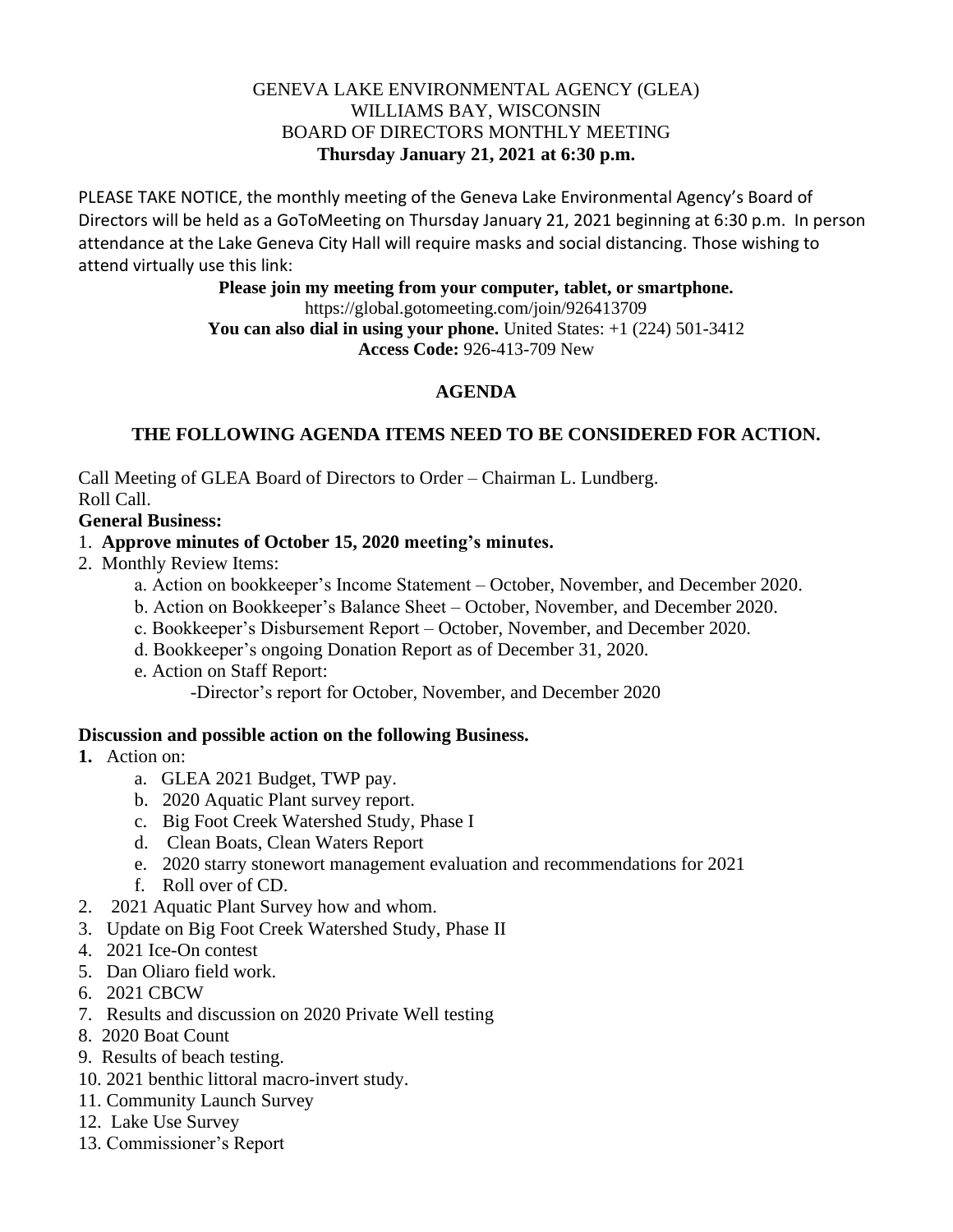GENEVA LAKE ENVIRONMENTAL AGENCY (GLEA)
WILLIAMS BAY, WISCONSIN
BOARD OF DIRECTORS MONTHLY MEETING
**Thursday January 21, 2021 at 6:30 p.m.**

PLEASE TAKE NOTICE, the monthly meeting of the Geneva Lake Environmental Agency's Board of Directors will be held as a GoToMeeting on Thursday January 21, 2021 beginning at 6:30 p.m. In person attendance at the Lake Geneva City Hall will require masks and social distancing. Those wishing to attend virtually use this link:

**Please join my meeting from your computer, tablet, or smartphone.**
https://global.gotomeeting.com/join/926413709
**You can also dial in using your phone.** United States: +1 (224) 501-3412
**Access Code:** 926-413-709 New

## AGENDA

### THE FOLLOWING AGENDA ITEMS NEED TO BE CONSIDERED FOR ACTION.

Call Meeting of GLEA Board of Directors to Order – Chairman L. Lundberg.
Roll Call.

**General Business:**

1. **Approve minutes of October 15, 2020 meeting's minutes.**
2. Monthly Review Items:
   a. Action on bookkeeper's Income Statement – October, November, and December 2020.
   b. Action on Bookkeeper's Balance Sheet – October, November, and December 2020.
   c. Bookkeeper's Disbursement Report – October, November, and December 2020.
   d. Bookkeeper's ongoing Donation Report as of December 31, 2020.
   e. Action on Staff Report:
      -Director's report for October, November, and December 2020

**Discussion and possible action on the following Business.**

1. Action on:
   a. GLEA 2021 Budget, TWP pay.
   b. 2020 Aquatic Plant survey report.
   c. Big Foot Creek Watershed Study, Phase I
   d. Clean Boats, Clean Waters Report
   e. 2020 starry stonewort management evaluation and recommendations for 2021
   f. Roll over of CD.
2. 2021 Aquatic Plant Survey how and whom.
3. Update on Big Foot Creek Watershed Study, Phase II
4. 2021 Ice-On contest
5. Dan Oliaro field work.
6. 2021 CBCW
7. Results and discussion on 2020 Private Well testing
8. 2020 Boat Count
9. Results of beach testing.
10. 2021 benthic littoral macro-invert study.
11. Community Launch Survey
12. Lake Use Survey
13. Commissioner's Report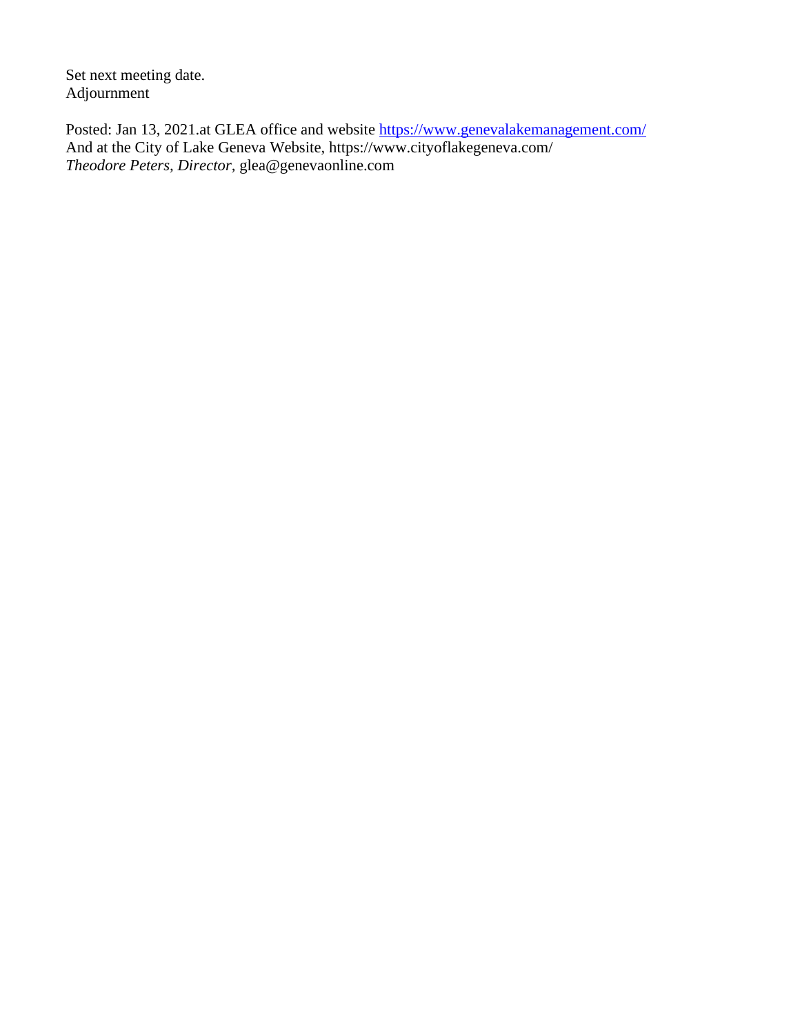Set next meeting date.
Adjournment

Posted: Jan 13, 2021.at GLEA office and website https://www.genevalakemanagement.com/
And at the City of Lake Geneva Website, https://www.cityoflakegeneva.com/
*Theodore Peters, Director*, glea@genevaonline.com